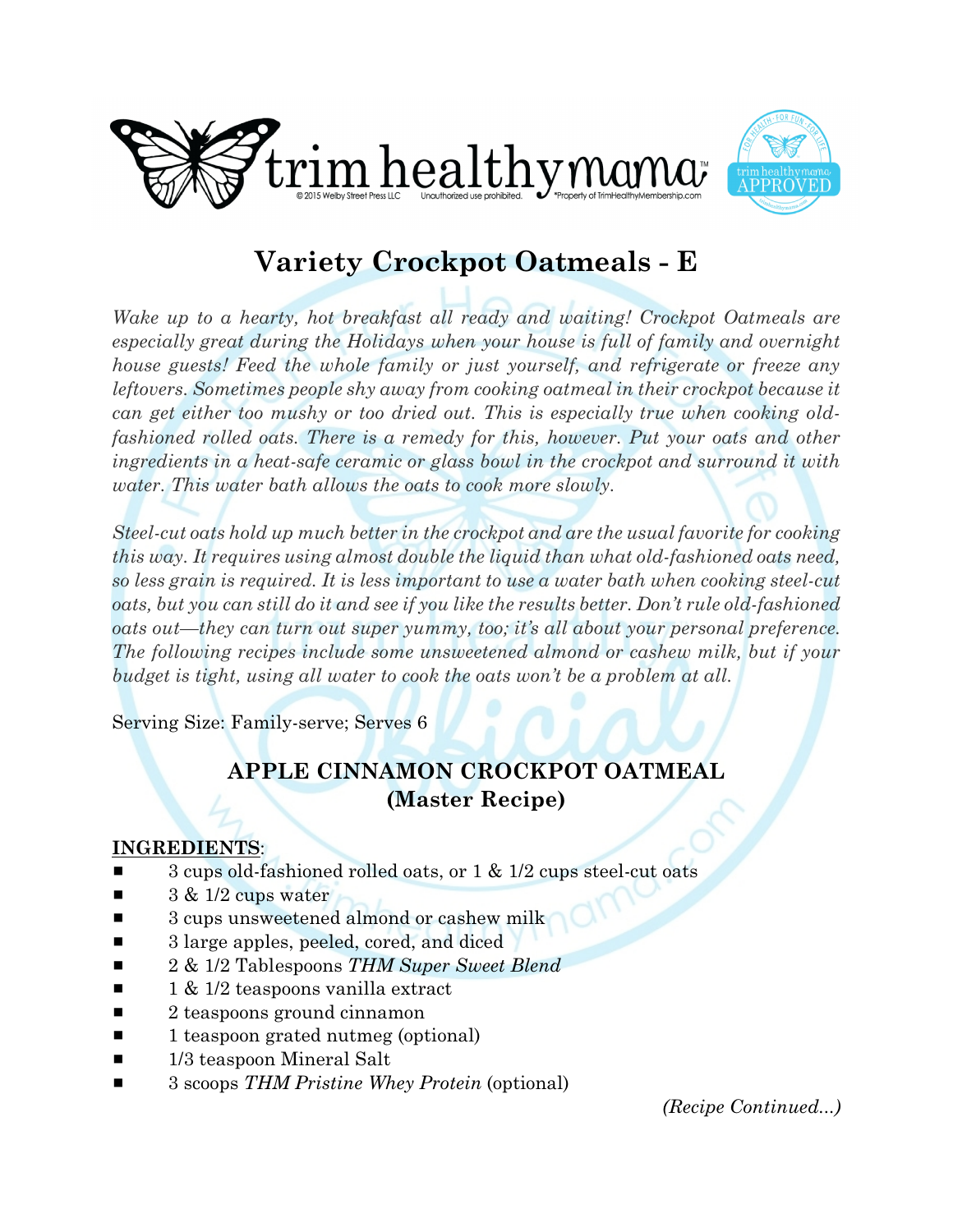# Variety Crockpot Oatmeals - E

*Wake up to a hearty, hot breakfast all ready and waiting! Crockpot Oatmeals are especially great during the Holidays when your house is full of family and overnight house guests! Feed the whole family or just yourself, and refrigerate or freeze any leftovers. Sometimes people shy away from cooking oatmeal in their crockpot because it can get either too mushy or too dried out. This is especially true when cooking old-fashioned rolled oats. There is a remedy for this, however. Put your oats and other ingredients in a heat-safe ceramic or glass bowl in the crockpot and surround it with water. This water bath allows the oats to cook more slowly.*

*Steel-cut oats hold up much better in the crockpot and are the usual favorite for cooking this way. It requires using almost double the liquid than what old-fashioned oats need, so less grain is required. It is less important to use a water bath when cooking steel-cut oats, but you can still do it and see if you like the results better. Don't rule old-fashioned oats out—they can turn out super yummy, too; it's all about your personal preference. The following recipes include some unsweetened almond or cashew milk, but if your budget is tight, using all water to cook the oats won't be a problem at all.*

Serving Size: Family-serve; Serves 6

## APPLE CINNAMON CROCKPOT OATMEAL (Master Recipe)

**INGREDIENTS**:

- 3 cups old-fashioned rolled oats, or 1 & 1/2 cups steel-cut oats
- 3 & 1/2 cups water
- 3 cups unsweetened almond or cashew milk
- 3 large apples, peeled, cored, and diced
- 2 & 1/2 Tablespoons *THM Super Sweet Blend*
- 1 & 1/2 teaspoons vanilla extract
- 2 teaspoons ground cinnamon
- 1 teaspoon grated nutmeg (optional)
- 1/3 teaspoon Mineral Salt
- 3 scoops *THM Pristine Whey Protein* (optional)

*(Recipe Continued...)*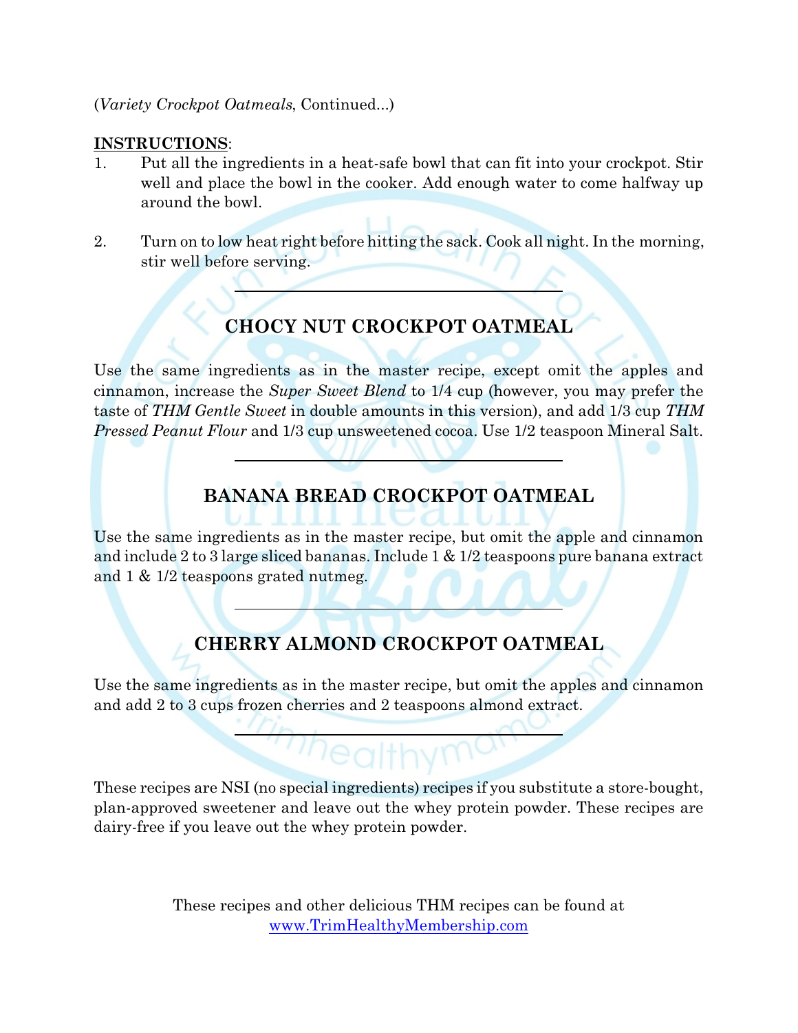(*Variety Crockpot Oatmeals*, Continued...)

**INSTRUCTIONS**:

1. Put all the ingredients in a heat-safe bowl that can fit into your crockpot. Stir well and place the bowl in the cooker. Add enough water to come halfway up around the bowl.

2. Turn on to low heat right before hitting the sack. Cook all night. In the morning, stir well before serving.

---

## CHOCY NUT CROCKPOT OATMEAL

Use the same ingredients as in the master recipe, except omit the apples and cinnamon, increase the *Super Sweet Blend* to 1/4 cup (however, you may prefer the taste of *THM Gentle Sweet* in double amounts in this version), and add 1/3 cup *THM Pressed Peanut Flour* and 1/3 cup unsweetened cocoa. Use 1/2 teaspoon Mineral Salt.

---

## BANANA BREAD CROCKPOT OATMEAL

Use the same ingredients as in the master recipe, but omit the apple and cinnamon and include 2 to 3 large sliced bananas. Include 1 & 1/2 teaspoons pure banana extract and 1 & 1/2 teaspoons grated nutmeg.

---

## CHERRY ALMOND CROCKPOT OATMEAL

Use the same ingredients as in the master recipe, but omit the apples and cinnamon and add 2 to 3 cups frozen cherries and 2 teaspoons almond extract.

---

These recipes are NSI (no special ingredients) recipes if you substitute a store-bought, plan-approved sweetener and leave out the whey protein powder. These recipes are dairy-free if you leave out the whey protein powder.

These recipes and other delicious THM recipes can be found at [www.TrimHealthyMembership.com](http://www.TrimHealthyMembership.com)